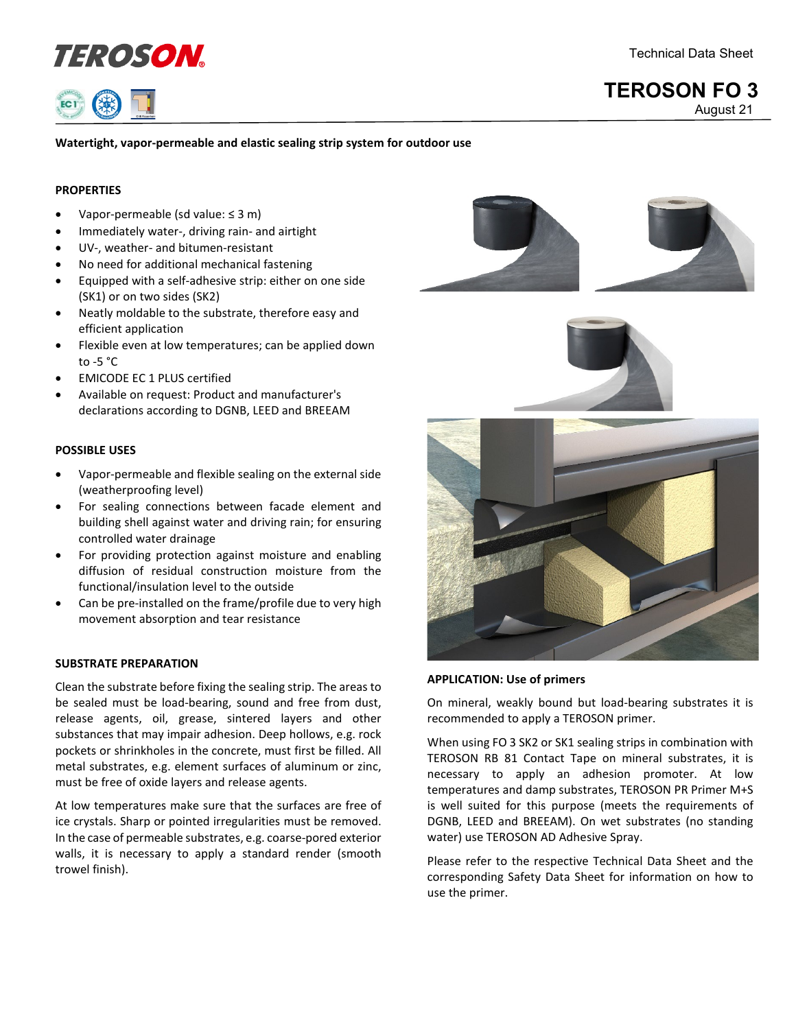Technical Data Sheet

# TEROSON FO 3

August 21

**Watertight, vapor-permeable and elastic sealing strip system for outdoor use**

## PROPERTIES

- Vapor-permeable (sd value: ≤ 3 m)
- Immediately water-, driving rain- and airtight
- UV-, weather- and bitumen-resistant
- No need for additional mechanical fastening
- Equipped with a self-adhesive strip: either on one side (SK1) or on two sides (SK2)
- Neatly moldable to the substrate, therefore easy and efficient application
- Flexible even at low temperatures; can be applied down to -5 °C
- EMICODE EC 1 PLUS certified
- Available on request: Product and manufacturer's declarations according to DGNB, LEED and BREEAM

## POSSIBLE USES

- Vapor-permeable and flexible sealing on the external side (weatherproofing level)
- For sealing connections between facade element and building shell against water and driving rain; for ensuring controlled water drainage
- For providing protection against moisture and enabling diffusion of residual construction moisture from the functional/insulation level to the outside
- Can be pre-installed on the frame/profile due to very high movement absorption and tear resistance

## SUBSTRATE PREPARATION

Clean the substrate before fixing the sealing strip. The areas to be sealed must be load-bearing, sound and free from dust, release agents, oil, grease, sintered layers and other substances that may impair adhesion. Deep hollows, e.g. rock pockets or shrinkholes in the concrete, must first be filled. All metal substrates, e.g. element surfaces of aluminum or zinc, must be free of oxide layers and release agents.

At low temperatures make sure that the surfaces are free of ice crystals. Sharp or pointed irregularities must be removed. In the case of permeable substrates, e.g. coarse-pored exterior walls, it is necessary to apply a standard render (smooth trowel finish).

## APPLICATION: Use of primers

On mineral, weakly bound but load-bearing substrates it is recommended to apply a TEROSON primer.

When using FO 3 SK2 or SK1 sealing strips in combination with TEROSON RB 81 Contact Tape on mineral substrates, it is necessary to apply an adhesion promoter. At low temperatures and damp substrates, TEROSON PR Primer M+S is well suited for this purpose (meets the requirements of DGNB, LEED and BREEAM). On wet substrates (no standing water) use TEROSON AD Adhesive Spray.

Please refer to the respective Technical Data Sheet and the corresponding Safety Data Sheet for information on how to use the primer.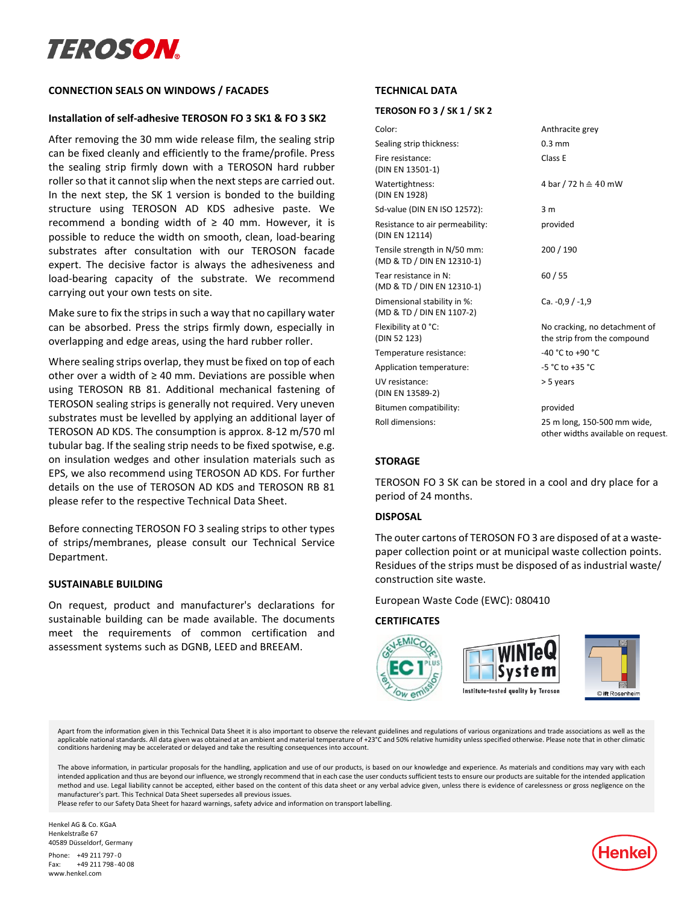## CONNECTION SEALS ON WINDOWS / FACADES

### Installation of self-adhesive TEROSON FO 3 SK1 & FO 3 SK2

After removing the 30 mm wide release film, the sealing strip can be fixed cleanly and efficiently to the frame/profile. Press the sealing strip firmly down with a TEROSON hard rubber roller so that it cannot slip when the next steps are carried out. In the next step, the SK 1 version is bonded to the building structure using TEROSON AD KDS adhesive paste. We recommend a bonding width of ≥ 40 mm. However, it is possible to reduce the width on smooth, clean, load-bearing substrates after consultation with our TEROSON facade expert. The decisive factor is always the adhesiveness and load-bearing capacity of the substrate. We recommend carrying out your own tests on site.

Make sure to fix the strips in such a way that no capillary water can be absorbed. Press the strips firmly down, especially in overlapping and edge areas, using the hard rubber roller.

Where sealing strips overlap, they must be fixed on top of each other over a width of ≥ 40 mm. Deviations are possible when using TEROSON RB 81. Additional mechanical fastening of TEROSON sealing strips is generally not required. Very uneven substrates must be levelled by applying an additional layer of TEROSON AD KDS. The consumption is approx. 8-12 m/570 ml tubular bag. If the sealing strip needs to be fixed spotwise, e.g. on insulation wedges and other insulation materials such as EPS, we also recommend using TEROSON AD KDS. For further details on the use of TEROSON AD KDS and TEROSON RB 81 please refer to the respective Technical Data Sheet.

Before connecting TEROSON FO 3 sealing strips to other types of strips/membranes, please consult our Technical Service Department.

## SUSTAINABLE BUILDING

On request, product and manufacturer's declarations for sustainable building can be made available. The documents meet the requirements of common certification and assessment systems such as DGNB, LEED and BREEAM.

## TECHNICAL DATA

### TEROSON FO 3 / SK 1 / SK 2

| | |
|---|---|
| Color: | Anthracite grey |
| Sealing strip thickness: | 0.3 mm |
| Fire resistance: (DIN EN 13501-1) | Class E |
| Watertightness: (DIN EN 1928) | 4 bar / 72 h ≙ 40 mW |
| Sd-value (DIN EN ISO 12572): | 3 m |
| Resistance to air permeability: (DIN EN 12114) | provided |
| Tensile strength in N/50 mm: (MD & TD / DIN EN 12310-1) | 200 / 190 |
| Tear resistance in N: (MD & TD / DIN EN 12310-1) | 60 / 55 |
| Dimensional stability in %: (MD & TD / DIN EN 1107-2) | Ca. -0,9 / -1,9 |
| Flexibility at 0 °C: (DIN 52 123) | No cracking, no detachment of the strip from the compound |
| Temperature resistance: | -40 °C to +90 °C |
| Application temperature: | -5 °C to +35 °C |
| UV resistance: (DIN EN 13589-2) | > 5 years |
| Bitumen compatibility: | provided |
| Roll dimensions: | 25 m long, 150-500 mm wide, other widths available on request. |

## STORAGE

TEROSON FO 3 SK can be stored in a cool and dry place for a period of 24 months.

## DISPOSAL

The outer cartons of TEROSON FO 3 are disposed of at a waste-paper collection point or at municipal waste collection points. Residues of the strips must be disposed of as industrial waste/ construction site waste.

European Waste Code (EWC): 080410

## CERTIFICATES

Apart from the information given in this Technical Data Sheet it is also important to observe the relevant guidelines and regulations of various organizations and trade associations as well as the applicable national standards. All data given was obtained at an ambient and material temperature of +23°C and 50% relative humidity unless specified otherwise. Please note that in other climatic conditions hardening may be accelerated or delayed and take the resulting consequences into account.

The above information, in particular proposals for the handling, application and use of our products, is based on our knowledge and experience. As materials and conditions may vary with each intended application and thus are beyond our influence, we strongly recommend that in each case the user conducts sufficient tests to ensure our products are suitable for the intended application method and use. Legal liability cannot be accepted, either based on the content of this data sheet or any verbal advice given, unless there is evidence of carelessness or gross negligence on the manufacturer's part. This Technical Data Sheet supersedes all previous issues.
Please refer to our Safety Data Sheet for hazard warnings, safety advice and information on transport labelling.

Henkel AG & Co. KGaA
Henkelstraße 67
40589 Düsseldorf, Germany

Phone: +49 211 797-0
Fax: +49 211 798-40 08
www.henkel.com